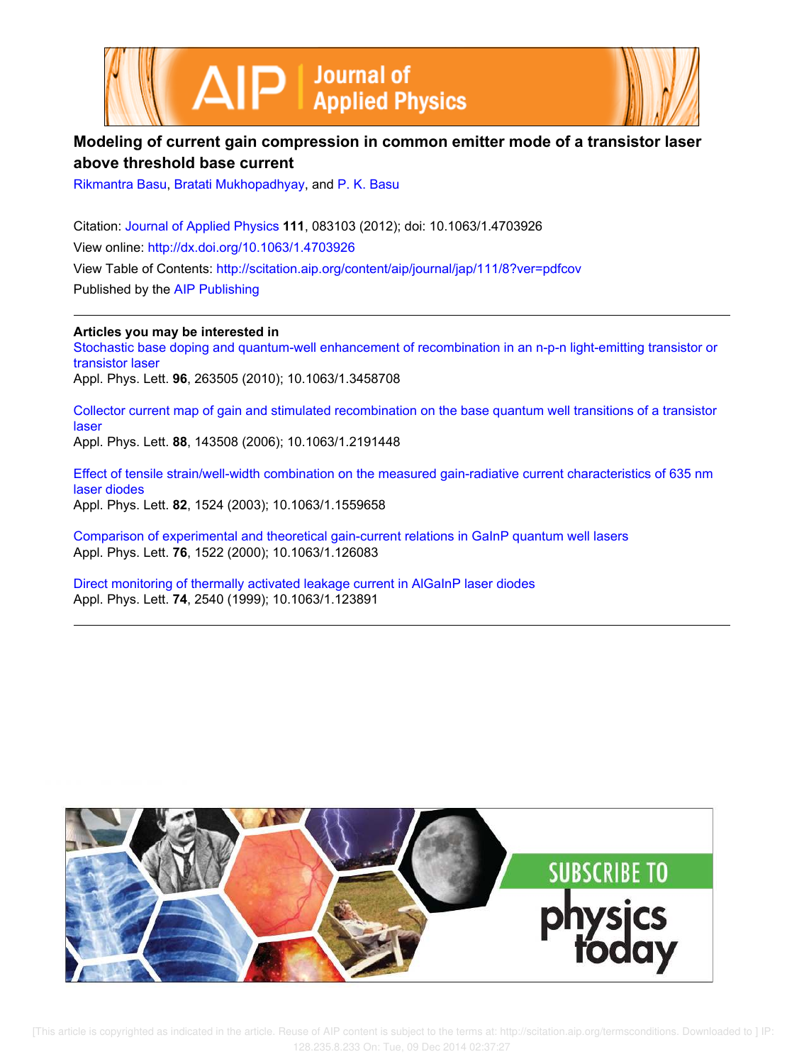# Modeling of current gain compression in common emitter mode of a transistor laser above threshold base current

Rikmantra Basu, Bratati Mukhopadhyay, and P. K. Basu

Citation: Journal of Applied Physics **111**, 083103 (2012); doi: 10.1063/1.4703926

View online: http://dx.doi.org/10.1063/1.4703926

View Table of Contents: http://scitation.aip.org/content/aip/journal/jap/111/8?ver=pdfcov

Published by the AIP Publishing

**Articles you may be interested in**

Stochastic base doping and quantum-well enhancement of recombination in an n-p-n light-emitting transistor or transistor laser
Appl. Phys. Lett. **96**, 263505 (2010); 10.1063/1.3458708

Collector current map of gain and stimulated recombination on the base quantum well transitions of a transistor laser
Appl. Phys. Lett. **88**, 143508 (2006); 10.1063/1.2191448

Effect of tensile strain/well-width combination on the measured gain-radiative current characteristics of 635 nm laser diodes
Appl. Phys. Lett. **82**, 1524 (2003); 10.1063/1.1559658

Comparison of experimental and theoretical gain-current relations in GaInP quantum well lasers
Appl. Phys. Lett. **76**, 1522 (2000); 10.1063/1.126083

Direct monitoring of thermally activated leakage current in AlGaInP laser diodes
Appl. Phys. Lett. **74**, 2540 (1999); 10.1063/1.123891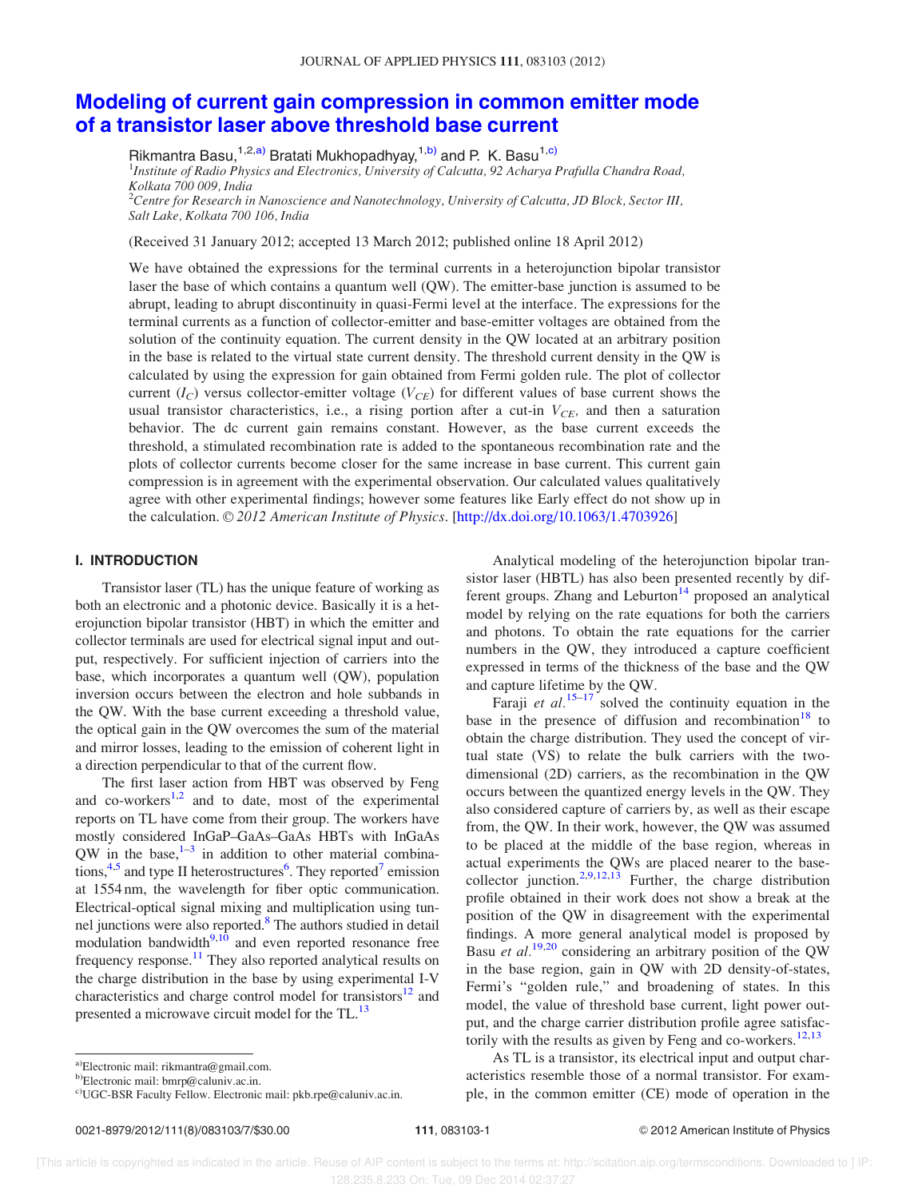# Modeling of current gain compression in common emitter mode of a transistor laser above threshold base current

Rikmantra Basu,[1,2,a)] Bratati Mukhopadhyay,[1,b)] and P. K. Basu[1,c)]

[1]*Institute of Radio Physics and Electronics, University of Calcutta, 92 Acharya Prafulla Chandra Road, Kolkata 700 009, India*

[2]*Centre for Research in Nanoscience and Nanotechnology, University of Calcutta, JD Block, Sector III, Salt Lake, Kolkata 700 106, India*

(Received 31 January 2012; accepted 13 March 2012; published online 18 April 2012)

We have obtained the expressions for the terminal currents in a heterojunction bipolar transistor laser the base of which contains a quantum well (QW). The emitter-base junction is assumed to be abrupt, leading to abrupt discontinuity in quasi-Fermi level at the interface. The expressions for the terminal currents as a function of collector-emitter and base-emitter voltages are obtained from the solution of the continuity equation. The current density in the QW located at an arbitrary position in the base is related to the virtual state current density. The threshold current density in the QW is calculated by using the expression for gain obtained from Fermi golden rule. The plot of collector current ($I_C$) versus collector-emitter voltage ($V_{CE}$) for different values of base current shows the usual transistor characteristics, i.e., a rising portion after a cut-in $V_{CE}$, and then a saturation behavior. The dc current gain remains constant. However, as the base current exceeds the threshold, a stimulated recombination rate is added to the spontaneous recombination rate and the plots of collector currents become closer for the same increase in base current. This current gain compression is in agreement with the experimental observation. Our calculated values qualitatively agree with other experimental findings; however some features like Early effect do not show up in the calculation. © *2012 American Institute of Physics*. [http://dx.doi.org/10.1063/1.4703926]

## I. INTRODUCTION

Transistor laser (TL) has the unique feature of working as both an electronic and a photonic device. Basically it is a heterojunction bipolar transistor (HBT) in which the emitter and collector terminals are used for electrical signal input and output, respectively. For sufficient injection of carriers into the base, which incorporates a quantum well (QW), population inversion occurs between the electron and hole subbands in the QW. With the base current exceeding a threshold value, the optical gain in the QW overcomes the sum of the material and mirror losses, leading to the emission of coherent light in a direction perpendicular to that of the current flow.

The first laser action from HBT was observed by Feng and co-workers[1,2] and to date, most of the experimental reports on TL have come from their group. The workers have mostly considered InGaP–GaAs–GaAs HBTs with InGaAs QW in the base,[1–3] in addition to other material combinations,[4,5] and type II heterostructures[6]. They reported[7] emission at 1554 nm, the wavelength for fiber optic communication. Electrical-optical signal mixing and multiplication using tunnel junctions were also reported.[8] The authors studied in detail modulation bandwidth[9,10] and even reported resonance free frequency response.[11] They also reported analytical results on the charge distribution in the base by using experimental I-V characteristics and charge control model for transistors[12] and presented a microwave circuit model for the TL.[13]

Analytical modeling of the heterojunction bipolar transistor laser (HBTL) has also been presented recently by different groups. Zhang and Leburton[14] proposed an analytical model by relying on the rate equations for both the carriers and photons. To obtain the rate equations for the carrier numbers in the QW, they introduced a capture coefficient expressed in terms of the thickness of the base and the QW and capture lifetime by the QW.

Faraji *et al.*[15–17] solved the continuity equation in the base in the presence of diffusion and recombination[18] to obtain the charge distribution. They used the concept of virtual state (VS) to relate the bulk carriers with the two-dimensional (2D) carriers, as the recombination in the QW occurs between the quantized energy levels in the QW. They also considered capture of carriers by, as well as their escape from, the QW. In their work, however, the QW was assumed to be placed at the middle of the base region, whereas in actual experiments the QWs are placed nearer to the base-collector junction.[2,9,12,13] Further, the charge distribution profile obtained in their work does not show a break at the position of the QW in disagreement with the experimental findings. A more general analytical model is proposed by Basu *et al.*[19,20] considering an arbitrary position of the QW in the base region, gain in QW with 2D density-of-states, Fermi's "golden rule," and broadening of states. In this model, the value of threshold base current, light power output, and the charge carrier distribution profile agree satisfactorily with the results as given by Feng and co-workers.[12,13]

As TL is a transistor, its electrical input and output characteristics resemble those of a normal transistor. For example, in the common emitter (CE) mode of operation in the

---

[a)]Electronic mail: rikmantra@gmail.com.

[b)]Electronic mail: bmrp@caluniv.ac.in.

[c)]UGC-BSR Faculty Fellow. Electronic mail: pkb.rpe@caluniv.ac.in.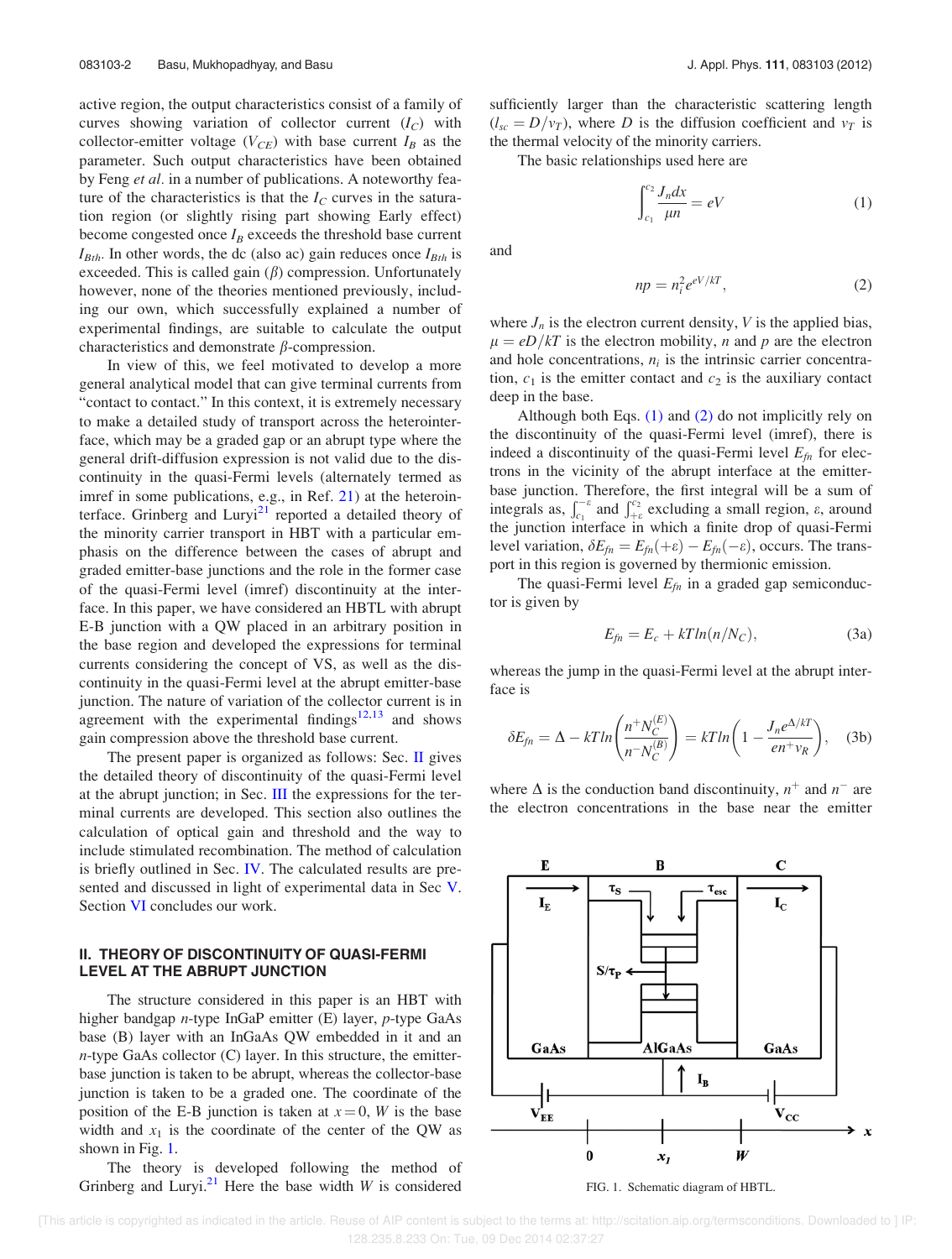active region, the output characteristics consist of a family of curves showing variation of collector current ($I_C$) with collector-emitter voltage ($V_{CE}$) with base current $I_B$ as the parameter. Such output characteristics have been obtained by Feng *et al.* in a number of publications. A noteworthy feature of the characteristics is that the $I_C$ curves in the saturation region (or slightly rising part showing Early effect) become congested once $I_B$ exceeds the threshold base current $I_{Bth}$. In other words, the dc (also ac) gain reduces once $I_{Bth}$ is exceeded. This is called gain ($\beta$) compression. Unfortunately however, none of the theories mentioned previously, including our own, which successfully explained a number of experimental findings, are suitable to calculate the output characteristics and demonstrate $\beta$-compression.

In view of this, we feel motivated to develop a more general analytical model that can give terminal currents from "contact to contact." In this context, it is extremely necessary to make a detailed study of transport across the heterointerface, which may be a graded gap or an abrupt type where the general drift-diffusion expression is not valid due to the discontinuity in the quasi-Fermi levels (alternately termed as imref in some publications, e.g., in Ref. 21) at the heterointerface. Grinberg and Luryi[21] reported a detailed theory of the minority carrier transport in HBT with a particular emphasis on the difference between the cases of abrupt and graded emitter-base junctions and the role in the former case of the quasi-Fermi level (imref) discontinuity at the interface. In this paper, we have considered an HBTL with abrupt E-B junction with a QW placed in an arbitrary position in the base region and developed the expressions for terminal currents considering the concept of VS, as well as the discontinuity in the quasi-Fermi level at the abrupt emitter-base junction. The nature of variation of the collector current is in agreement with the experimental findings[12,13] and shows gain compression above the threshold base current.

The present paper is organized as follows: Sec. II gives the detailed theory of discontinuity of the quasi-Fermi level at the abrupt junction; in Sec. III the expressions for the terminal currents are developed. This section also outlines the calculation of optical gain and threshold and the way to include stimulated recombination. The method of calculation is briefly outlined in Sec. IV. The calculated results are presented and discussed in light of experimental data in Sec V. Section VI concludes our work.

## II. THEORY OF DISCONTINUITY OF QUASI-FERMI LEVEL AT THE ABRUPT JUNCTION

The structure considered in this paper is an HBT with higher bandgap *n*-type InGaP emitter (E) layer, *p*-type GaAs base (B) layer with an InGaAs QW embedded in it and an *n*-type GaAs collector (C) layer. In this structure, the emitter-base junction is taken to be abrupt, whereas the collector-base junction is taken to be a graded one. The coordinate of the position of the E-B junction is taken at $x = 0$, $W$ is the base width and $x_1$ is the coordinate of the center of the QW as shown in Fig. 1.

The theory is developed following the method of Grinberg and Luryi.[21] Here the base width $W$ is considered sufficiently larger than the characteristic scattering length ($l_{sc} = D/v_T$), where $D$ is the diffusion coefficient and $v_T$ is the thermal velocity of the minority carriers.

The basic relationships used here are

$$\int_{c_1}^{c_2} \frac{J_n dx}{\mu n} = eV \tag{1}$$

and

$$np = n_i^2 e^{eV/kT}, \tag{2}$$

where $J_n$ is the electron current density, $V$ is the applied bias, $\mu = eD/kT$ is the electron mobility, $n$ and $p$ are the electron and hole concentrations, $n_i$ is the intrinsic carrier concentration, $c_1$ is the emitter contact and $c_2$ is the auxiliary contact deep in the base.

Although both Eqs. (1) and (2) do not implicitly rely on the discontinuity of the quasi-Fermi level (imref), there is indeed a discontinuity of the quasi-Fermi level $E_{fn}$ for electrons in the vicinity of the abrupt interface at the emitter-base junction. Therefore, the first integral will be a sum of integrals as, $\int_{c_1}^{-\varepsilon}$ and $\int_{+\varepsilon}^{c_2}$ excluding a small region, $\varepsilon$, around the junction interface in which a finite drop of quasi-Fermi level variation, $\delta E_{fn} = E_{fn}(+\varepsilon) - E_{fn}(-\varepsilon)$, occurs. The transport in this region is governed by thermionic emission.

The quasi-Fermi level $E_{fn}$ in a graded gap semiconductor is given by

$$E_{fn} = E_c + kTln(n/N_C), \tag{3a}$$

whereas the jump in the quasi-Fermi level at the abrupt interface is

$$\delta E_{fn} = \Delta - kTln\left(\frac{n^+ N_C^{(E)}}{n^- N_C^{(B)}}\right) = kTln\left(1 - \frac{J_n e^{\Delta/kT}}{en^+ v_R}\right), \tag{3b}$$

where $\Delta$ is the conduction band discontinuity, $n^+$ and $n^-$ are the electron concentrations in the base near the emitter

E
B
C
$I_E$
$\tau_S$
$\tau_{esc}$
$I_C$
$S/\tau_P$
GaAs
AlGaAs
GaAs
$I_B$
$V_{EE}$
$V_{CC}$
x
0
$x_1$
W

FIG. 1. Schematic diagram of HBTL.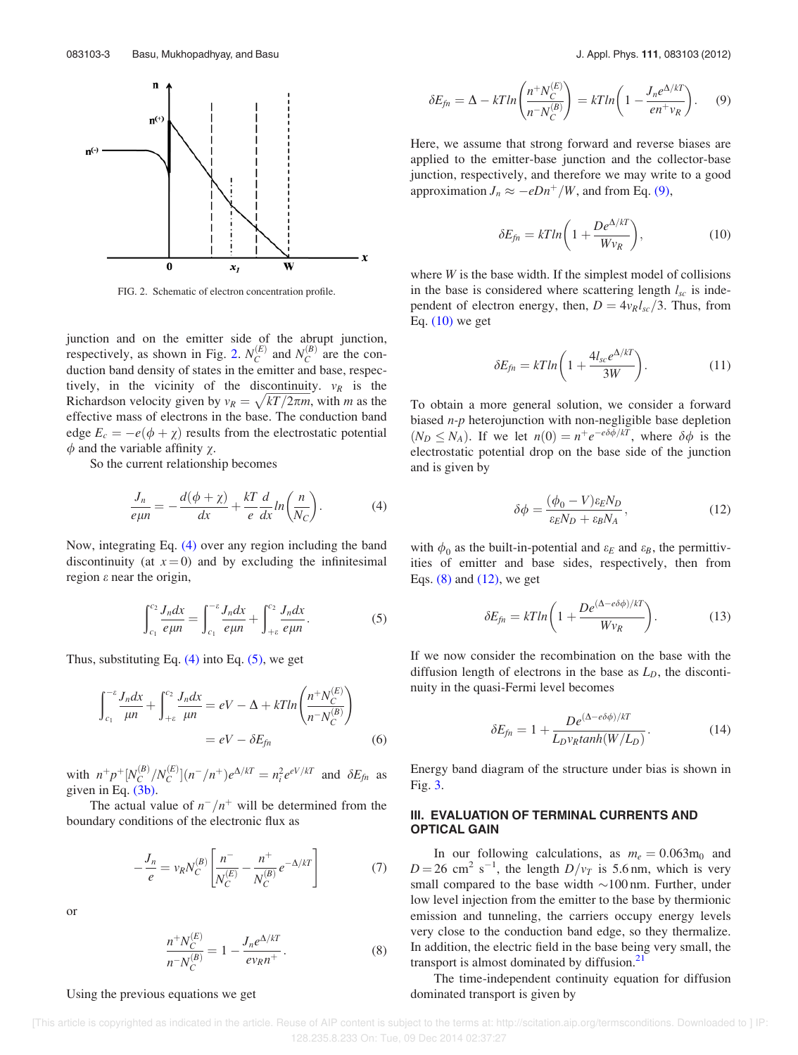FIG. 2. Schematic of electron concentration profile.

junction and on the emitter side of the abrupt junction, respectively, as shown in Fig. 2. $N_C^{(E)}$ and $N_C^{(B)}$ are the conduction band density of states in the emitter and base, respectively, in the vicinity of the discontinuity. $v_R$ is the Richardson velocity given by $v_R = \sqrt{kT/2\pi m}$, with $m$ as the effective mass of electrons in the base. The conduction band edge $E_c = -e(\phi + \chi)$ results from the electrostatic potential $\phi$ and the variable affinity $\chi$.

So the current relationship becomes

$$\frac{J_n}{e\mu n} = -\frac{d(\phi + \chi)}{dx} + \frac{kT}{e}\frac{d}{dx}ln\left(\frac{n}{N_C}\right). \quad (4)$$

Now, integrating Eq. (4) over any region including the band discontinuity (at $x = 0$) and by excluding the infinitesimal region $\varepsilon$ near the origin,

$$\int_{c_1}^{c_2} \frac{J_n dx}{e\mu n} = \int_{c_1}^{-\varepsilon} \frac{J_n dx}{e\mu n} + \int_{+\varepsilon}^{c_2} \frac{J_n dx}{e\mu n}. \quad (5)$$

Thus, substituting Eq. (4) into Eq. (5), we get

$$\int_{c_1}^{-\varepsilon} \frac{J_n dx}{\mu n} + \int_{+\varepsilon}^{c_2} \frac{J_n dx}{\mu n} = eV - \Delta + kTln\left(\frac{n^+ N_C^{(E)}}{n^- N_C^{(B)}}\right) = eV - \delta E_{fn} \quad (6)$$

with $n^+ p^+ [N_C^{(B)}/N_C^{(E)}](n^-/n^+)e^{\Delta/kT} = n_i^2 e^{eV/kT}$ and $\delta E_{fn}$ as given in Eq. (3b).

The actual value of $n^-/n^+$ will be determined from the boundary conditions of the electronic flux as

$$-\frac{J_n}{e} = v_R N_C^{(B)}\left[\frac{n^-}{N_C^{(E)}} - \frac{n^+}{N_C^{(B)}}e^{-\Delta/kT}\right] \quad (7)$$

or

$$\frac{n^+ N_C^{(E)}}{n^- N_C^{(B)}} = 1 - \frac{J_n e^{\Delta/kT}}{e v_R n^+}. \quad (8)$$

Using the previous equations we get

$$\delta E_{fn} = \Delta - kTln\left(\frac{n^+ N_C^{(E)}}{n^- N_C^{(B)}}\right) = kTln\left(1 - \frac{J_n e^{\Delta/kT}}{en^+ v_R}\right). \quad (9)$$

Here, we assume that strong forward and reverse biases are applied to the emitter-base junction and the collector-base junction, respectively, and therefore we may write to a good approximation $J_n \approx -eDn^+/W$, and from Eq. (9),

$$\delta E_{fn} = kTln\left(1 + \frac{De^{\Delta/kT}}{Wv_R}\right), \quad (10)$$

where $W$ is the base width. If the simplest model of collisions in the base is considered where scattering length $l_{sc}$ is independent of electron energy, then, $D = 4v_R l_{sc}/3$. Thus, from Eq. (10) we get

$$\delta E_{fn} = kTln\left(1 + \frac{4l_{sc}e^{\Delta/kT}}{3W}\right). \quad (11)$$

To obtain a more general solution, we consider a forward biased $n$-$p$ heterojunction with non-negligible base depletion ($N_D \leq N_A$). If we let $n(0) = n^+ e^{-e\delta\phi/kT}$, where $\delta\phi$ is the electrostatic potential drop on the base side of the junction and is given by

$$\delta\phi = \frac{(\phi_0 - V)\varepsilon_E N_D}{\varepsilon_E N_D + \varepsilon_B N_A}, \quad (12)$$

with $\phi_0$ as the built-in-potential and $\varepsilon_E$ and $\varepsilon_B$, the permittivities of emitter and base sides, respectively, then from Eqs. (8) and (12), we get

$$\delta E_{fn} = kTln\left(1 + \frac{De^{(\Delta - e\delta\phi)/kT}}{Wv_R}\right). \quad (13)$$

If we now consider the recombination on the base with the diffusion length of electrons in the base as $L_D$, the discontinuity in the quasi-Fermi level becomes

$$\delta E_{fn} = 1 + \frac{De^{(\Delta - e\delta\phi)/kT}}{L_D v_R tanh(W/L_D)}. \quad (14)$$

Energy band diagram of the structure under bias is shown in Fig. 3.

## III. EVALUATION OF TERMINAL CURRENTS AND OPTICAL GAIN

In our following calculations, as $m_e = 0.063\text{m}_0$ and $D = 26\ \text{cm}^2\ \text{s}^{-1}$, the length $D/v_T$ is 5.6 nm, which is very small compared to the base width ~100 nm. Further, under low level injection from the emitter to the base by thermionic emission and tunneling, the carriers occupy energy levels very close to the conduction band edge, so they thermalize. In addition, the electric field in the base being very small, the transport is almost dominated by diffusion.[21]

The time-independent continuity equation for diffusion dominated transport is given by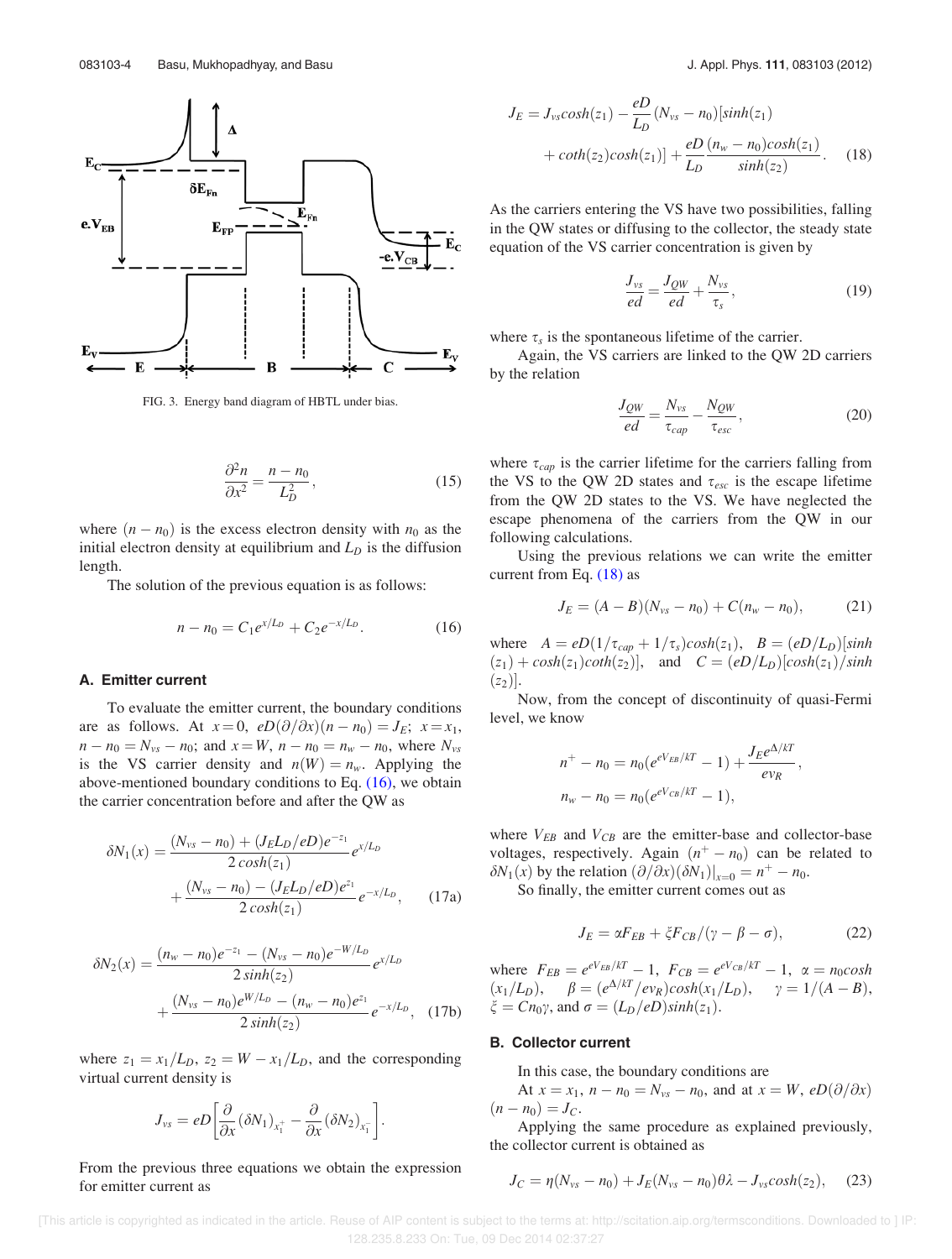FIG. 3. Energy band diagram of HBTL under bias.

$$\frac{\partial^2 n}{\partial x^2} = \frac{n - n_0}{L_D^2}, \tag{15}$$

where $(n - n_0)$ is the excess electron density with $n_0$ as the initial electron density at equilibrium and $L_D$ is the diffusion length.

The solution of the previous equation is as follows:

$$n - n_0 = C_1 e^{x/L_D} + C_2 e^{-x/L_D}. \tag{16}$$

### A. Emitter current

To evaluate the emitter current, the boundary conditions are as follows. At $x = 0$, $eD(\partial/\partial x)(n - n_0) = J_E$; $x = x_1$, $n - n_0 = N_{vs} - n_0$; and $x = W$, $n - n_0 = n_w - n_0$, where $N_{vs}$ is the VS carrier density and $n(W) = n_w$. Applying the above-mentioned boundary conditions to Eq. (16), we obtain the carrier concentration before and after the QW as

$$\delta N_1(x) = \frac{(N_{vs} - n_0) + (J_E L_D/eD)e^{-z_1}}{2\cosh(z_1)} e^{x/L_D} + \frac{(N_{vs} - n_0) - (J_E L_D/eD)e^{z_1}}{2\cosh(z_1)} e^{-x/L_D}, \tag{17a}$$

$$\delta N_2(x) = \frac{(n_w - n_0)e^{-z_1} - (N_{vs} - n_0)e^{-W/L_D}}{2\sinh(z_2)} e^{x/L_D} + \frac{(N_{vs} - n_0)e^{W/L_D} - (n_w - n_0)e^{z_1}}{2\sinh(z_2)} e^{-x/L_D}, \tag{17b}$$

where $z_1 = x_1/L_D$, $z_2 = W - x_1/L_D$, and the corresponding virtual current density is

$$J_{vs} = eD\left[\frac{\partial}{\partial x}(\delta N_1)_{x_1^+} - \frac{\partial}{\partial x}(\delta N_2)_{x_1^-}\right].$$

From the previous three equations we obtain the expression for emitter current as

$$J_E = J_{vs}\cosh(z_1) - \frac{eD}{L_D}(N_{vs} - n_0)[\sinh(z_1) + \coth(z_2)\cosh(z_1)] + \frac{eD}{L_D}\frac{(n_w - n_0)\cosh(z_1)}{\sinh(z_2)}. \tag{18}$$

As the carriers entering the VS have two possibilities, falling in the QW states or diffusing to the collector, the steady state equation of the VS carrier concentration is given by

$$\frac{J_{vs}}{ed} = \frac{J_{QW}}{ed} + \frac{N_{vs}}{\tau_s}, \tag{19}$$

where $\tau_s$ is the spontaneous lifetime of the carrier.

Again, the VS carriers are linked to the QW 2D carriers by the relation

$$\frac{J_{QW}}{ed} = \frac{N_{vs}}{\tau_{cap}} - \frac{N_{QW}}{\tau_{esc}}, \tag{20}$$

where $\tau_{cap}$ is the carrier lifetime for the carriers falling from the VS to the QW 2D states and $\tau_{esc}$ is the escape lifetime from the QW 2D states to the VS. We have neglected the escape phenomena of the carriers from the QW in our following calculations.

Using the previous relations we can write the emitter current from Eq. (18) as

$$J_E = (A - B)(N_{vs} - n_0) + C(n_w - n_0), \tag{21}$$

where $A = eD(1/\tau_{cap} + 1/\tau_s)\cosh(z_1)$, $B = (eD/L_D)[\sinh(z_1) + \cosh(z_1)\coth(z_2)]$, and $C = (eD/L_D)[\cosh(z_1)/\sinh(z_2)]$.

Now, from the concept of discontinuity of quasi-Fermi level, we know

$$n^+ - n_0 = n_0(e^{eV_{EB}/kT} - 1) + \frac{J_E e^{\Delta/kT}}{ev_R},$$

$$n_w - n_0 = n_0(e^{eV_{CB}/kT} - 1),$$

where $V_{EB}$ and $V_{CB}$ are the emitter-base and collector-base voltages, respectively. Again $(n^+ - n_0)$ can be related to $\delta N_1(x)$ by the relation $(\partial/\partial x)(\delta N_1)|_{x=0} = n^+ - n_0$.

So finally, the emitter current comes out as

$$J_E = \alpha F_{EB} + \xi F_{CB}/(\gamma - \beta - \sigma), \tag{22}$$

where $F_{EB} = e^{eV_{EB}/kT} - 1$, $F_{CB} = e^{eV_{CB}/kT} - 1$, $\alpha = n_0\cosh(x_1/L_D)$, $\beta = (e^{\Delta/kT}/ev_R)\cosh(x_1/L_D)$, $\gamma = 1/(A - B)$, $\xi = Cn_0\gamma$, and $\sigma = (L_D/eD)\sinh(z_1)$.

### B. Collector current

In this case, the boundary conditions are

At $x = x_1$, $n - n_0 = N_{vs} - n_0$, and at $x = W$, $eD(\partial/\partial x)(n - n_0) = J_C$.

Applying the same procedure as explained previously, the collector current is obtained as

$$J_C = \eta(N_{vs} - n_0) + J_E(N_{vs} - n_0)\theta\lambda - J_{vs}\cosh(z_2), \tag{23}$$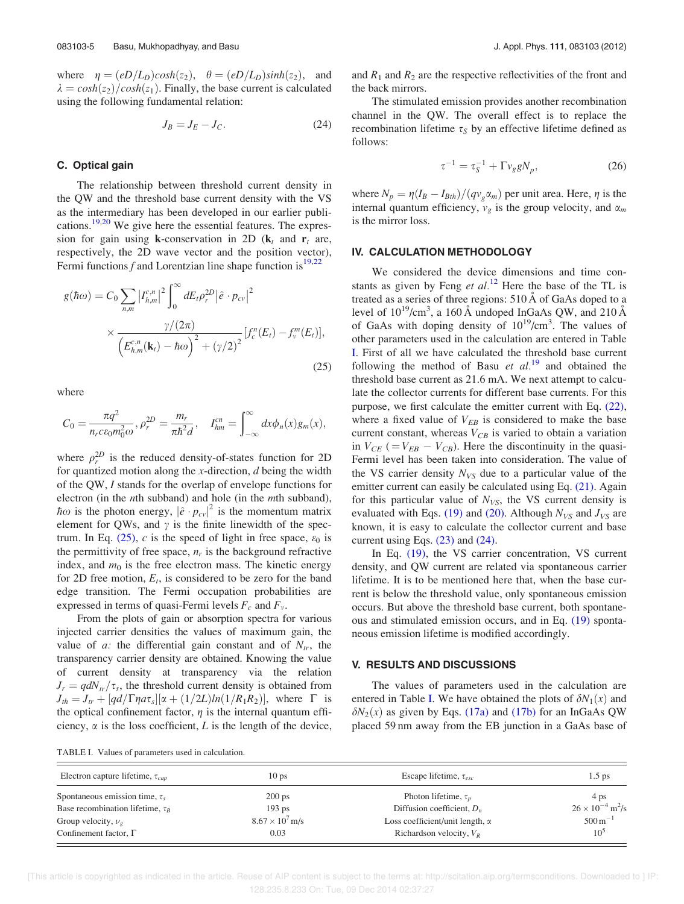where $\eta = (eD/L_D)cosh(z_2)$, $\theta = (eD/L_D)sinh(z_2)$, and $\lambda = cosh(z_2)/cosh(z_1)$. Finally, the base current is calculated using the following fundamental relation:

$$J_B = J_E - J_C. \tag{24}$$

### C. Optical gain

The relationship between threshold current density in the QW and the threshold base current density with the VS as the intermediary has been developed in our earlier publications.[19,20] We give here the essential features. The expression for gain using **k**-conservation in 2D (**k**$_t$ and **r**$_t$ are, respectively, the 2D wave vector and the position vector), Fermi functions $f$ and Lorentzian line shape function is[19,22]

$$g(\hbar\omega) = C_0 \sum_{n,m} \left|I_{h,m}^{c,n}\right|^2 \int_0^\infty dE_t \rho_r^{2D} \left|\hat{e}\cdot p_{cv}\right|^2 \times \frac{\gamma/(2\pi)}{\left(E_{h,m}^{c,n}(\mathbf{k}_t) - \hbar\omega\right)^2 + (\gamma/2)^2}[f_c^n(E_t) - f_v^m(E_t)], \tag{25}$$

where

$$C_0 = \frac{\pi q^2}{n_r c \varepsilon_0 m_0^2 \omega}, \rho_r^{2D} = \frac{m_r}{\pi\hbar^2 d}, \quad I_{hm}^{cn} = \int_{-\infty}^{\infty} dx \phi_n(x) g_m(x),$$

where $\rho_r^{2D}$ is the reduced density-of-states function for 2D for quantized motion along the $x$-direction, $d$ being the width of the QW, $I$ stands for the overlap of envelope functions for electron (in the $n$th subband) and hole (in the $m$th subband), $\hbar\omega$ is the photon energy, $|\hat{e}\cdot p_{cv}|^2$ is the momentum matrix element for QWs, and $\gamma$ is the finite linewidth of the spectrum. In Eq. (25), $c$ is the speed of light in free space, $\varepsilon_0$ is the permittivity of free space, $n_r$ is the background refractive index, and $m_0$ is the free electron mass. The kinetic energy for 2D free motion, $E_t$, is considered to be zero for the band edge transition. The Fermi occupation probabilities are expressed in terms of quasi-Fermi levels $F_c$ and $F_v$.

From the plots of gain or absorption spectra for various injected carrier densities the values of maximum gain, the value of $a$: the differential gain constant and of $N_{tr}$, the transparency carrier density are obtained. Knowing the value of current density at transparency via the relation $J_r = qdN_{tr}/\tau_s$, the threshold current density is obtained from $J_{th} = J_{tr} + [qd/\Gamma\eta a\tau_s][\alpha + (1/2L)ln(1/R_1R_2)]$, where $\Gamma$ is the optical confinement factor, $\eta$ is the internal quantum efficiency, $\alpha$ is the loss coefficient, $L$ is the length of the device, and $R_1$ and $R_2$ are the respective reflectivities of the front and the back mirrors.

The stimulated emission provides another recombination channel in the QW. The overall effect is to replace the recombination lifetime $\tau_S$ by an effective lifetime defined as follows:

$$\tau^{-1} = \tau_S^{-1} + \Gamma v_g g N_p, \tag{26}$$

where $N_p = \eta(I_B - I_{Bth})/(qv_g\alpha_m)$ per unit area. Here, $\eta$ is the internal quantum efficiency, $v_g$ is the group velocity, and $\alpha_m$ is the mirror loss.

## IV. CALCULATION METHODOLOGY

We considered the device dimensions and time constants as given by Feng *et al.*[12] Here the base of the TL is treated as a series of three regions: 510 Å of GaAs doped to a level of $10^{19}$/cm$^3$, a 160 Å undoped InGaAs QW, and 210 Å of GaAs with doping density of $10^{19}$/cm$^3$. The values of other parameters used in the calculation are entered in Table I. First of all we have calculated the threshold base current following the method of Basu *et al.*[19] and obtained the threshold base current as 21.6 mA. We next attempt to calculate the collector currents for different base currents. For this purpose, we first calculate the emitter current with Eq. (22), where a fixed value of $V_{EB}$ is considered to make the base current constant, whereas $V_{CB}$ is varied to obtain a variation in $V_{CE}$ ($= V_{EB} - V_{CB}$). Here the discontinuity in the quasi-Fermi level has been taken into consideration. The value of the VS carrier density $N_{VS}$ due to a particular value of the emitter current can easily be calculated using Eq. (21). Again for this particular value of $N_{VS}$, the VS current density is evaluated with Eqs. (19) and (20). Although $N_{VS}$ and $J_{VS}$ are known, it is easy to calculate the collector current and base current using Eqs. (23) and (24).

In Eq. (19), the VS carrier concentration, VS current density, and QW current are related via spontaneous carrier lifetime. It is to be mentioned here that, when the base current is below the threshold value, only spontaneous emission occurs. But above the threshold base current, both spontaneous and stimulated emission occurs, and in Eq. (19) spontaneous emission lifetime is modified accordingly.

## V. RESULTS AND DISCUSSIONS

The values of parameters used in the calculation are entered in Table I. We have obtained the plots of $\delta N_1(x)$ and $\delta N_2(x)$ as given by Eqs. (17a) and (17b) for an InGaAs QW placed 59 nm away from the EB junction in a GaAs base of

TABLE I. Values of parameters used in calculation.

| Parameter | Value | Parameter | Value |
|---|---|---|---|
| Electron capture lifetime, $\tau_{cap}$ | 10 ps | Escape lifetime, $\tau_{esc}$ | 1.5 ps |
| Spontaneous emission time, $\tau_s$ | 200 ps | Photon lifetime, $\tau_p$ | 4 ps |
| Base recombination lifetime, $\tau_B$ | 193 ps | Diffusion coefficient, $D_n$ | $26 \times 10^{-4}$ m$^2$/s |
| Group velocity, $\nu_g$ | $8.67 \times 10^7$ m/s | Loss coefficient/unit length, $\alpha$ | 500 m$^{-1}$ |
| Confinement factor, $\Gamma$ | 0.03 | Richardson velocity, $V_R$ | $10^5$ |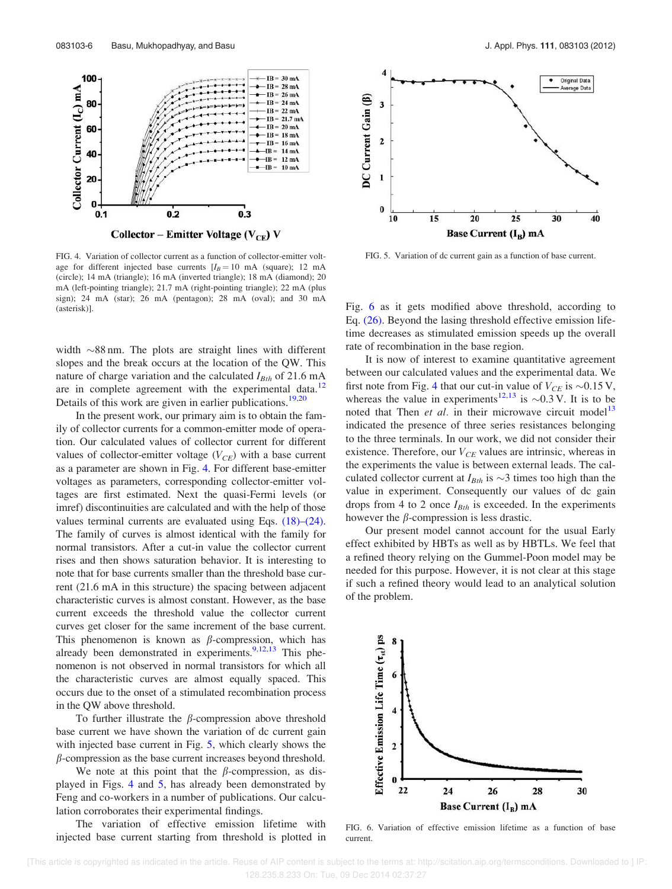FIG. 4. Variation of collector current as a function of collector-emitter voltage for different injected base currents [$I_B = 10$ mA (square); 12 mA (circle); 14 mA (triangle); 16 mA (inverted triangle); 18 mA (diamond); 20 mA (left-pointing triangle); 21.7 mA (right-pointing triangle); 22 mA (plus sign); 24 mA (star); 26 mA (pentagon); 28 mA (oval); and 30 mA (asterisk)].

width ~88 nm. The plots are straight lines with different slopes and the break occurs at the location of the QW. This nature of charge variation and the calculated $I_{Bth}$ of 21.6 mA are in complete agreement with the experimental data.[12] Details of this work are given in earlier publications.[19,20]

In the present work, our primary aim is to obtain the family of collector currents for a common-emitter mode of operation. Our calculated values of collector current for different values of collector-emitter voltage ($V_{CE}$) with a base current as a parameter are shown in Fig. 4. For different base-emitter voltages as parameters, corresponding collector-emitter voltages are first estimated. Next the quasi-Fermi levels (or imref) discontinuities are calculated and with the help of those values terminal currents are evaluated using Eqs. (18)–(24). The family of curves is almost identical with the family for normal transistors. After a cut-in value the collector current rises and then shows saturation behavior. It is interesting to note that for base currents smaller than the threshold base current (21.6 mA in this structure) the spacing between adjacent characteristic curves is almost constant. However, as the base current exceeds the threshold value the collector current curves get closer for the same increment of the base current. This phenomenon is known as $\beta$-compression, which has already been demonstrated in experiments.[9,12,13] This phenomenon is not observed in normal transistors for which all the characteristic curves are almost equally spaced. This occurs due to the onset of a stimulated recombination process in the QW above threshold.

To further illustrate the $\beta$-compression above threshold base current we have shown the variation of dc current gain with injected base current in Fig. 5, which clearly shows the $\beta$-compression as the base current increases beyond threshold.

We note at this point that the $\beta$-compression, as displayed in Figs. 4 and 5, has already been demonstrated by Feng and co-workers in a number of publications. Our calculation corroborates their experimental findings.

The variation of effective emission lifetime with injected base current starting from threshold is plotted in Fig. 6 as it gets modified above threshold, according to Eq. (26). Beyond the lasing threshold effective emission lifetime decreases as stimulated emission speeds up the overall rate of recombination in the base region.

FIG. 5. Variation of dc current gain as a function of base current.

It is now of interest to examine quantitative agreement between our calculated values and the experimental data. We first note from Fig. 4 that our cut-in value of $V_{CE}$ is ~0.15 V, whereas the value in experiments[12,13] is ~0.3 V. It is to be noted that Then *et al.* in their microwave circuit model[13] indicated the presence of three series resistances belonging to the three terminals. In our work, we did not consider their existence. Therefore, our $V_{CE}$ values are intrinsic, whereas in the experiments the value is between external leads. The calculated collector current at $I_{Bth}$ is ~3 times too high than the value in experiment. Consequently our values of dc gain drops from 4 to 2 once $I_{Bth}$ is exceeded. In the experiments however the $\beta$-compression is less drastic.

Our present model cannot account for the usual Early effect exhibited by HBTs as well as by HBTLs. We feel that a refined theory relying on the Gummel-Poon model may be needed for this purpose. However, it is not clear at this stage if such a refined theory would lead to an analytical solution of the problem.

FIG. 6. Variation of effective emission lifetime as a function of base current.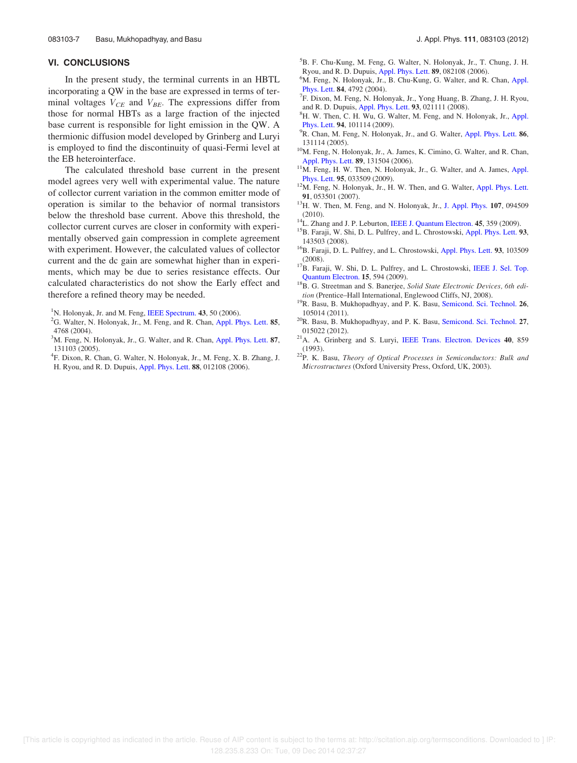## VI. CONCLUSIONS

In the present study, the terminal currents in an HBTL incorporating a QW in the base are expressed in terms of terminal voltages $V_{CE}$ and $V_{BE}$. The expressions differ from those for normal HBTs as a large fraction of the injected base current is responsible for light emission in the QW. A thermionic diffusion model developed by Grinberg and Luryi is employed to find the discontinuity of quasi-Fermi level at the EB heterointerface.

The calculated threshold base current in the present model agrees very well with experimental value. The nature of collector current variation in the common emitter mode of operation is similar to the behavior of normal transistors below the threshold base current. Above this threshold, the collector current curves are closer in conformity with experimentally observed gain compression in complete agreement with experiment. However, the calculated values of collector current and the dc gain are somewhat higher than in experiments, which may be due to series resistance effects. Our calculated characteristics do not show the Early effect and therefore a refined theory may be needed.

[1]N. Holonyak, Jr. and M. Feng, IEEE Spectrum. **43**, 50 (2006).

[2]G. Walter, N. Holonyak, Jr., M. Feng, and R. Chan, Appl. Phys. Lett. **85**, 4768 (2004).

[3]M. Feng, N. Holonyak, Jr., G. Walter, and R. Chan, Appl. Phys. Lett. **87**, 131103 (2005).

[4]F. Dixon, R. Chan, G. Walter, N. Holonyak, Jr., M. Feng, X. B. Zhang, J. H. Ryou, and R. D. Dupuis, Appl. Phys. Lett. **88**, 012108 (2006).

[5]B. F. Chu-Kung, M. Feng, G. Walter, N. Holonyak, Jr., T. Chung, J. H. Ryou, and R. D. Dupuis, Appl. Phys. Lett. **89**, 082108 (2006).

[6]M. Feng, N. Holonyak, Jr., B. Chu-Kung, G. Walter, and R. Chan, Appl. Phys. Lett. **84**, 4792 (2004).

[7]F. Dixon, M. Feng, N. Holonyak, Jr., Yong Huang, B. Zhang, J. H. Ryou, and R. D. Dupuis, Appl. Phys. Lett. **93**, 021111 (2008).

[8]H. W. Then, C. H. Wu, G. Walter, M. Feng, and N. Holonyak, Jr., Appl. Phys. Lett. **94**, 101114 (2009).

[9]R. Chan, M. Feng, N. Holonyak, Jr., and G. Walter, Appl. Phys. Lett. **86**, 131114 (2005).

[10]M. Feng, N. Holonyak, Jr., A. James, K. Cimino, G. Walter, and R. Chan, Appl. Phys. Lett. **89**, 131504 (2006).

[11]M. Feng, H. W. Then, N. Holonyak, Jr., G. Walter, and A. James, Appl. Phys. Lett. **95**, 033509 (2009).

[12]M. Feng, N. Holonyak, Jr., H. W. Then, and G. Walter, Appl. Phys. Lett. **91**, 053501 (2007).

[13]H. W. Then, M. Feng, and N. Holonyak, Jr., J. Appl. Phys. **107**, 094509 (2010).

[14]L. Zhang and J. P. Leburton, IEEE J. Quantum Electron. **45**, 359 (2009).

[15]B. Faraji, W. Shi, D. L. Pulfrey, and L. Chrostowski, Appl. Phys. Lett. **93**, 143503 (2008).

[16]B. Faraji, D. L. Pulfrey, and L. Chrostowski, Appl. Phys. Lett. **93**, 103509 (2008).

[17]B. Faraji, W. Shi, D. L. Pulfrey, and L. Chrostowski, IEEE J. Sel. Top. Quantum Electron. **15**, 594 (2009).

[18]B. G. Streetman and S. Banerjee, *Solid State Electronic Devices, 6th edition* (Prentice–Hall International, Englewood Cliffs, NJ, 2008).

[19]R. Basu, B. Mukhopadhyay, and P. K. Basu, Semicond. Sci. Technol. **26**, 105014 (2011).

[20]R. Basu, B. Mukhopadhyay, and P. K. Basu, Semicond. Sci. Technol. **27**, 015022 (2012).

[21]A. A. Grinberg and S. Luryi, IEEE Trans. Electron. Devices **40**, 859 (1993).

[22]P. K. Basu, *Theory of Optical Processes in Semiconductors: Bulk and Microstructures* (Oxford University Press, Oxford, UK, 2003).